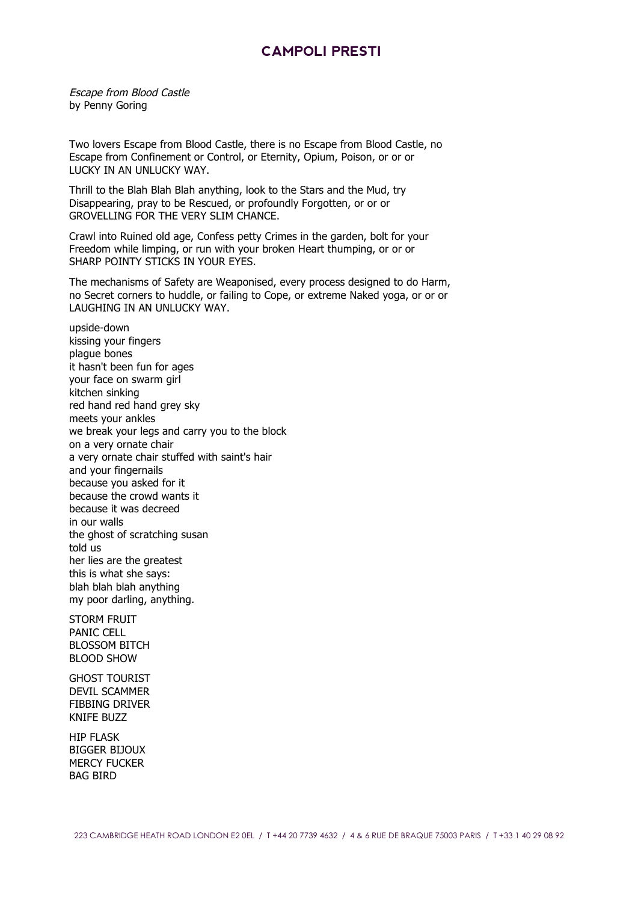*Escape from Blood Castle*
by Penny Goring

Two lovers Escape from Blood Castle, there is no Escape from Blood Castle, no Escape from Confinement or Control, or Eternity, Opium, Poison, or or or LUCKY IN AN UNLUCKY WAY.

Thrill to the Blah Blah Blah anything, look to the Stars and the Mud, try Disappearing, pray to be Rescued, or profoundly Forgotten, or or or GROVELLING FOR THE VERY SLIM CHANCE.

Crawl into Ruined old age, Confess petty Crimes in the garden, bolt for your Freedom while limping, or run with your broken Heart thumping, or or or SHARP POINTY STICKS IN YOUR EYES.

The mechanisms of Safety are Weaponised, every process designed to do Harm, no Secret corners to huddle, or failing to Cope, or extreme Naked yoga, or or or LAUGHING IN AN UNLUCKY WAY.

upside-down  
kissing your fingers  
plague bones  
it hasn't been fun for ages  
your face on swarm girl  
kitchen sinking  
red hand red hand grey sky  
meets your ankles  
we break your legs and carry you to the block  
on a very ornate chair  
a very ornate chair stuffed with saint's hair  
and your fingernails  
because you asked for it  
because the crowd wants it  
because it was decreed  
in our walls  
the ghost of scratching susan  
told us  
her lies are the greatest  
this is what she says:  
blah blah blah anything  
my poor darling, anything.

STORM FRUIT  
PANIC CELL  
BLOSSOM BITCH  
BLOOD SHOW

GHOST TOURIST  
DEVIL SCAMMER  
FIBBING DRIVER  
KNIFE BUZZ

HIP FLASK  
BIGGER BIJOUX  
MERCY FUCKER  
BAG BIRD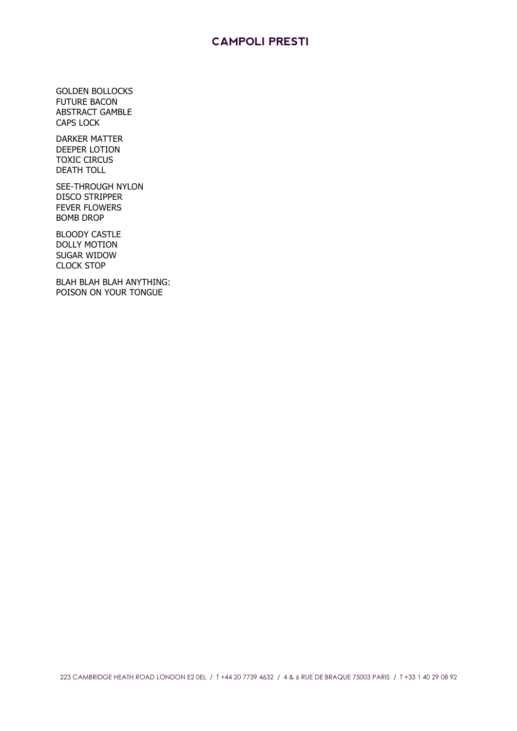GOLDEN BOLLOCKS
FUTURE BACON
ABSTRACT GAMBLE
CAPS LOCK

DARKER MATTER
DEEPER LOTION
TOXIC CIRCUS
DEATH TOLL

SEE-THROUGH NYLON
DISCO STRIPPER
FEVER FLOWERS
BOMB DROP

BLOODY CASTLE
DOLLY MOTION
SUGAR WIDOW
CLOCK STOP

BLAH BLAH BLAH ANYTHING:
POISON ON YOUR TONGUE